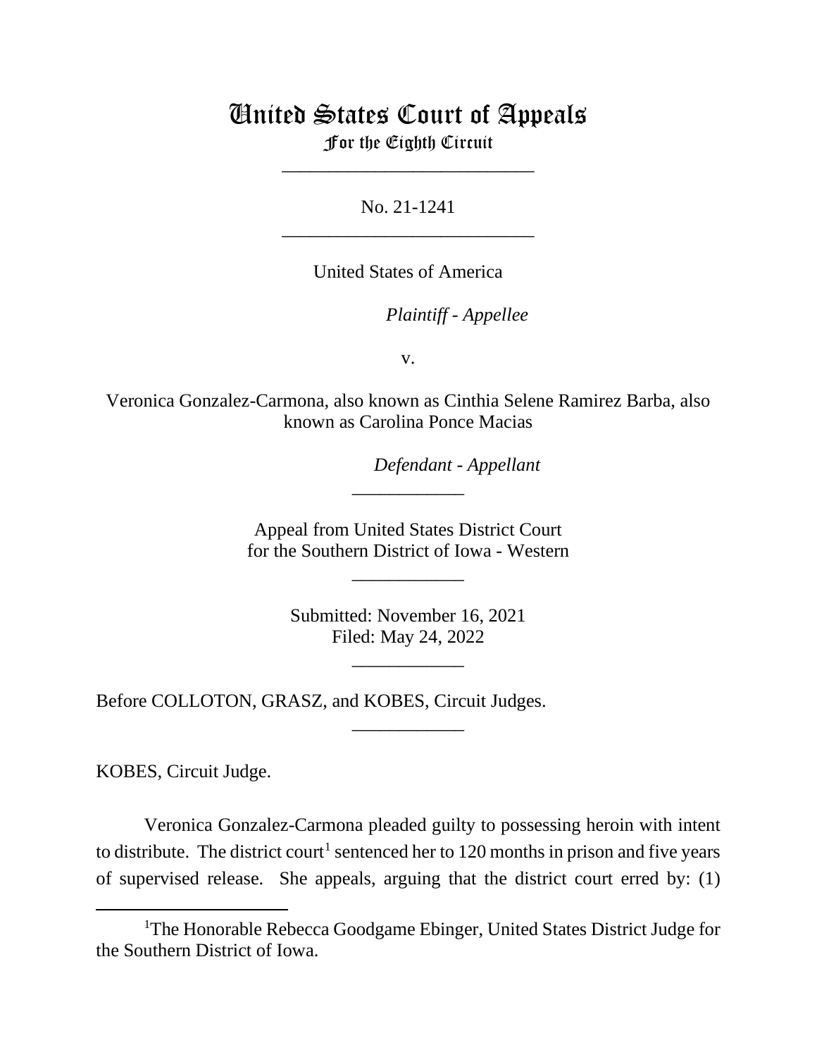# United States Court of Appeals
## For the Eighth Circuit

___________________________

No. 21-1241

___________________________

United States of America

*Plaintiff - Appellee*

v.

Veronica Gonzalez-Carmona, also known as Cinthia Selene Ramirez Barba, also known as Carolina Ponce Macias

*Defendant - Appellant*

____________

Appeal from United States District Court for the Southern District of Iowa - Western

____________

Submitted: November 16, 2021
Filed: May 24, 2022

____________

Before COLLOTON, GRASZ, and KOBES, Circuit Judges.

____________

KOBES, Circuit Judge.

Veronica Gonzalez-Carmona pleaded guilty to possessing heroin with intent to distribute. The district court[1] sentenced her to 120 months in prison and five years of supervised release. She appeals, arguing that the district court erred by: (1)

[1]The Honorable Rebecca Goodgame Ebinger, United States District Judge for the Southern District of Iowa.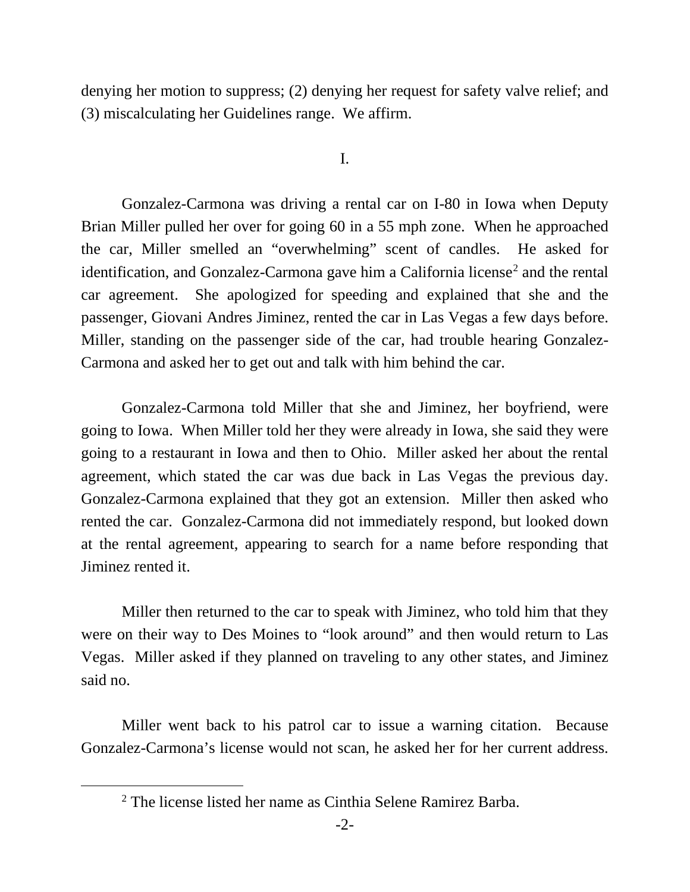denying her motion to suppress; (2) denying her request for safety valve relief; and (3) miscalculating her Guidelines range. We affirm.

I.

Gonzalez-Carmona was driving a rental car on I-80 in Iowa when Deputy Brian Miller pulled her over for going 60 in a 55 mph zone. When he approached the car, Miller smelled an "overwhelming" scent of candles. He asked for identification, and Gonzalez-Carmona gave him a California license[2] and the rental car agreement. She apologized for speeding and explained that she and the passenger, Giovani Andres Jiminez, rented the car in Las Vegas a few days before. Miller, standing on the passenger side of the car, had trouble hearing Gonzalez-Carmona and asked her to get out and talk with him behind the car.

Gonzalez-Carmona told Miller that she and Jiminez, her boyfriend, were going to Iowa. When Miller told her they were already in Iowa, she said they were going to a restaurant in Iowa and then to Ohio. Miller asked her about the rental agreement, which stated the car was due back in Las Vegas the previous day. Gonzalez-Carmona explained that they got an extension. Miller then asked who rented the car. Gonzalez-Carmona did not immediately respond, but looked down at the rental agreement, appearing to search for a name before responding that Jiminez rented it.

Miller then returned to the car to speak with Jiminez, who told him that they were on their way to Des Moines to "look around" and then would return to Las Vegas. Miller asked if they planned on traveling to any other states, and Jiminez said no.

Miller went back to his patrol car to issue a warning citation. Because Gonzalez-Carmona's license would not scan, he asked her for her current address.

[2] The license listed her name as Cinthia Selene Ramirez Barba.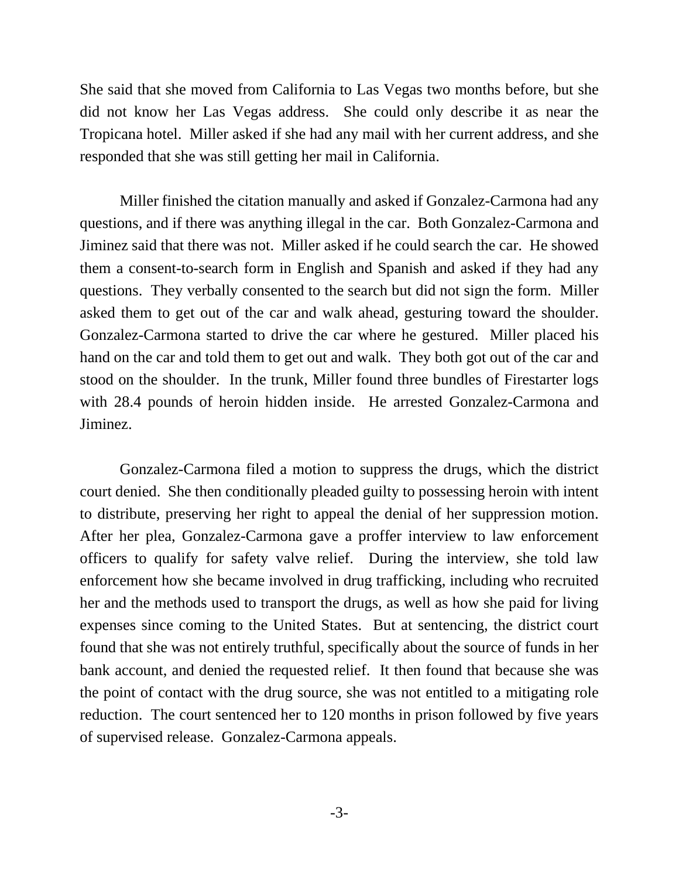She said that she moved from California to Las Vegas two months before, but she did not know her Las Vegas address. She could only describe it as near the Tropicana hotel. Miller asked if she had any mail with her current address, and she responded that she was still getting her mail in California.

Miller finished the citation manually and asked if Gonzalez-Carmona had any questions, and if there was anything illegal in the car. Both Gonzalez-Carmona and Jiminez said that there was not. Miller asked if he could search the car. He showed them a consent-to-search form in English and Spanish and asked if they had any questions. They verbally consented to the search but did not sign the form. Miller asked them to get out of the car and walk ahead, gesturing toward the shoulder. Gonzalez-Carmona started to drive the car where he gestured. Miller placed his hand on the car and told them to get out and walk. They both got out of the car and stood on the shoulder. In the trunk, Miller found three bundles of Firestarter logs with 28.4 pounds of heroin hidden inside. He arrested Gonzalez-Carmona and Jiminez.

Gonzalez-Carmona filed a motion to suppress the drugs, which the district court denied. She then conditionally pleaded guilty to possessing heroin with intent to distribute, preserving her right to appeal the denial of her suppression motion. After her plea, Gonzalez-Carmona gave a proffer interview to law enforcement officers to qualify for safety valve relief. During the interview, she told law enforcement how she became involved in drug trafficking, including who recruited her and the methods used to transport the drugs, as well as how she paid for living expenses since coming to the United States. But at sentencing, the district court found that she was not entirely truthful, specifically about the source of funds in her bank account, and denied the requested relief. It then found that because she was the point of contact with the drug source, she was not entitled to a mitigating role reduction. The court sentenced her to 120 months in prison followed by five years of supervised release. Gonzalez-Carmona appeals.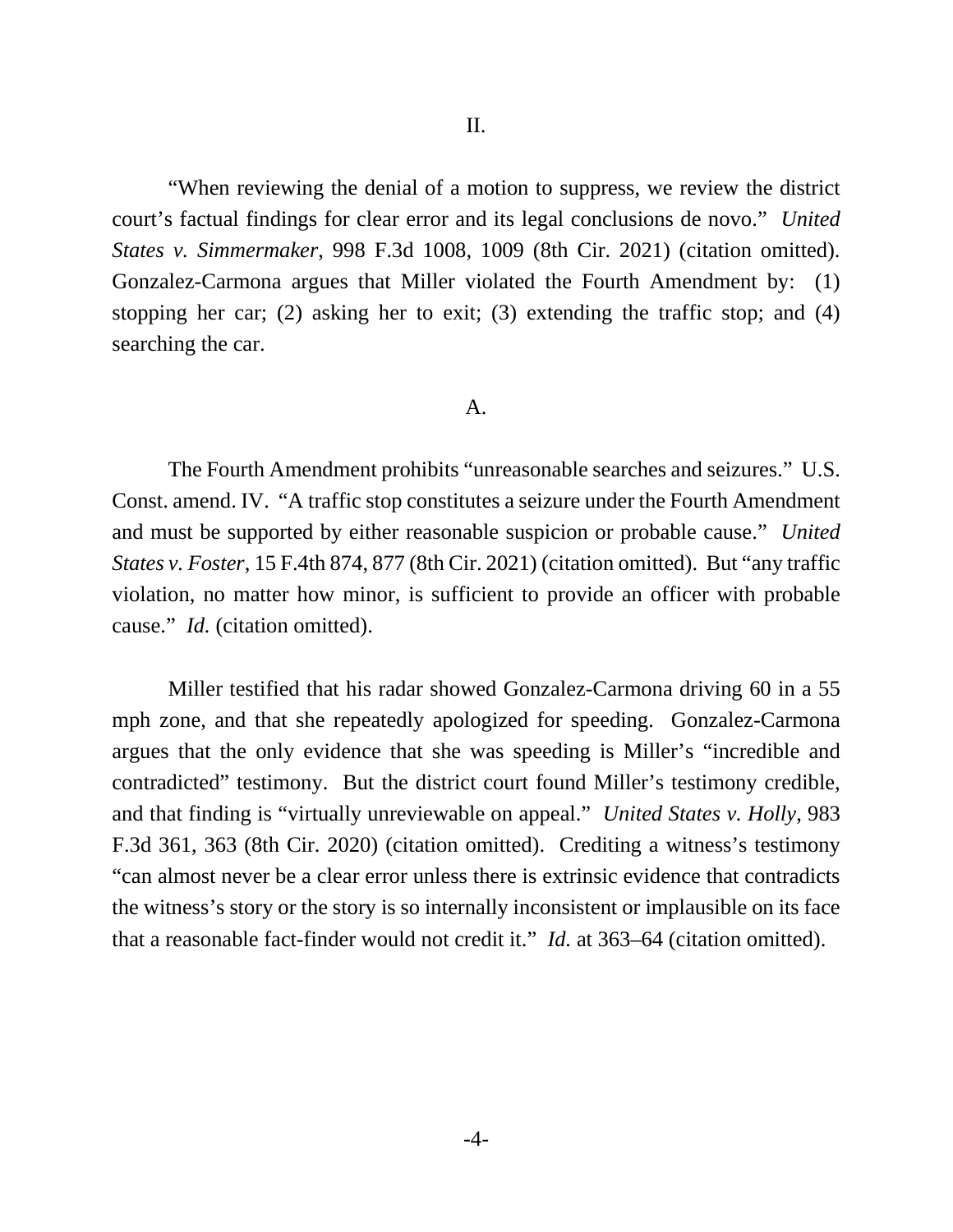## II.

"When reviewing the denial of a motion to suppress, we review the district court's factual findings for clear error and its legal conclusions de novo." *United States v. Simmermaker*, 998 F.3d 1008, 1009 (8th Cir. 2021) (citation omitted). Gonzalez-Carmona argues that Miller violated the Fourth Amendment by: (1) stopping her car; (2) asking her to exit; (3) extending the traffic stop; and (4) searching the car.

### A.

The Fourth Amendment prohibits "unreasonable searches and seizures." U.S. Const. amend. IV. "A traffic stop constitutes a seizure under the Fourth Amendment and must be supported by either reasonable suspicion or probable cause." *United States v. Foster*, 15 F.4th 874, 877 (8th Cir. 2021) (citation omitted). But "any traffic violation, no matter how minor, is sufficient to provide an officer with probable cause." *Id.* (citation omitted).

Miller testified that his radar showed Gonzalez-Carmona driving 60 in a 55 mph zone, and that she repeatedly apologized for speeding. Gonzalez-Carmona argues that the only evidence that she was speeding is Miller's "incredible and contradicted" testimony. But the district court found Miller's testimony credible, and that finding is "virtually unreviewable on appeal." *United States v. Holly*, 983 F.3d 361, 363 (8th Cir. 2020) (citation omitted). Crediting a witness's testimony "can almost never be a clear error unless there is extrinsic evidence that contradicts the witness's story or the story is so internally inconsistent or implausible on its face that a reasonable fact-finder would not credit it." *Id.* at 363–64 (citation omitted).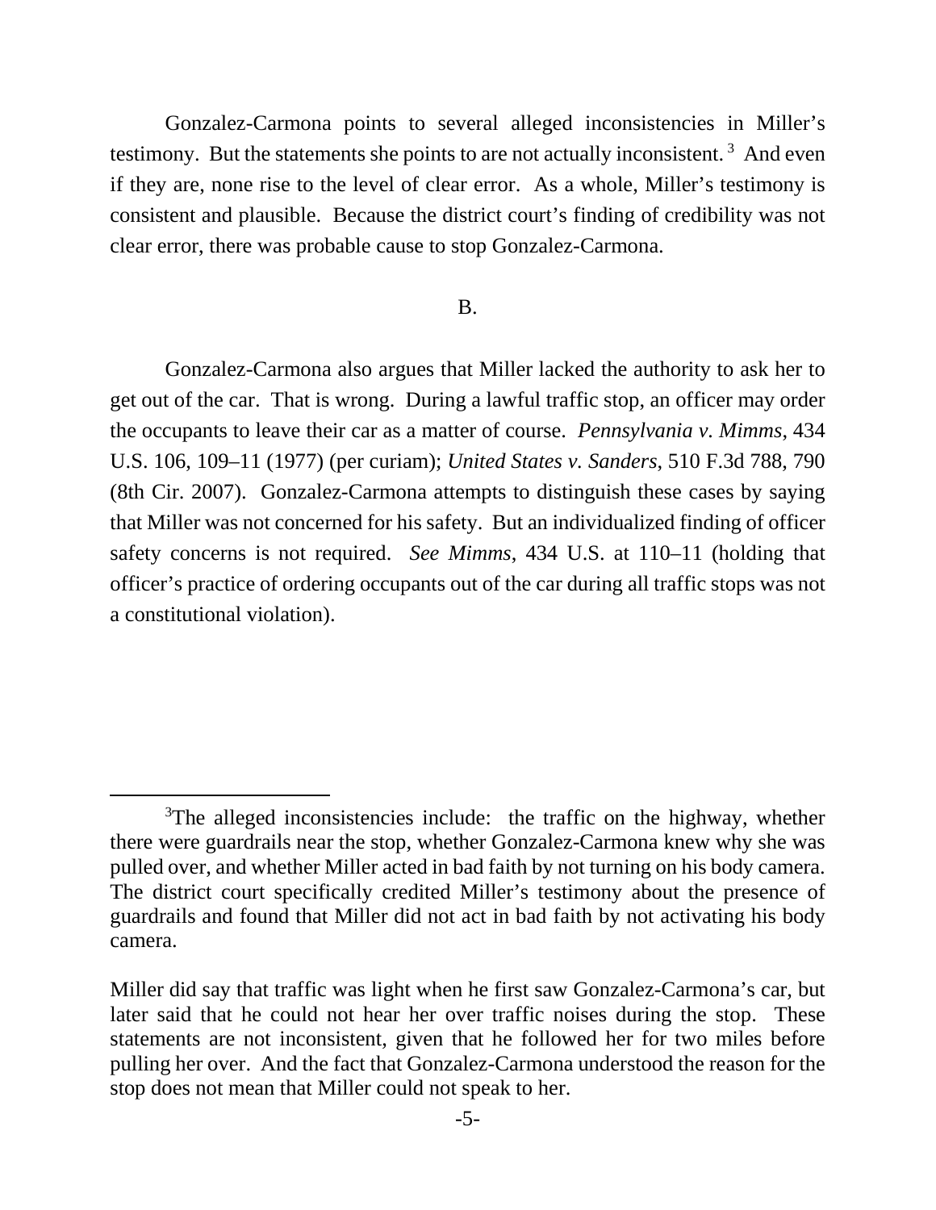Gonzalez-Carmona points to several alleged inconsistencies in Miller's testimony. But the statements she points to are not actually inconsistent.[3] And even if they are, none rise to the level of clear error. As a whole, Miller's testimony is consistent and plausible. Because the district court's finding of credibility was not clear error, there was probable cause to stop Gonzalez-Carmona.

B.

Gonzalez-Carmona also argues that Miller lacked the authority to ask her to get out of the car. That is wrong. During a lawful traffic stop, an officer may order the occupants to leave their car as a matter of course. *Pennsylvania v. Mimms*, 434 U.S. 106, 109–11 (1977) (per curiam); *United States v. Sanders*, 510 F.3d 788, 790 (8th Cir. 2007). Gonzalez-Carmona attempts to distinguish these cases by saying that Miller was not concerned for his safety. But an individualized finding of officer safety concerns is not required. *See Mimms*, 434 U.S. at 110–11 (holding that officer's practice of ordering occupants out of the car during all traffic stops was not a constitutional violation).

---

[3]The alleged inconsistencies include: the traffic on the highway, whether there were guardrails near the stop, whether Gonzalez-Carmona knew why she was pulled over, and whether Miller acted in bad faith by not turning on his body camera. The district court specifically credited Miller's testimony about the presence of guardrails and found that Miller did not act in bad faith by not activating his body camera.

Miller did say that traffic was light when he first saw Gonzalez-Carmona's car, but later said that he could not hear her over traffic noises during the stop. These statements are not inconsistent, given that he followed her for two miles before pulling her over. And the fact that Gonzalez-Carmona understood the reason for the stop does not mean that Miller could not speak to her.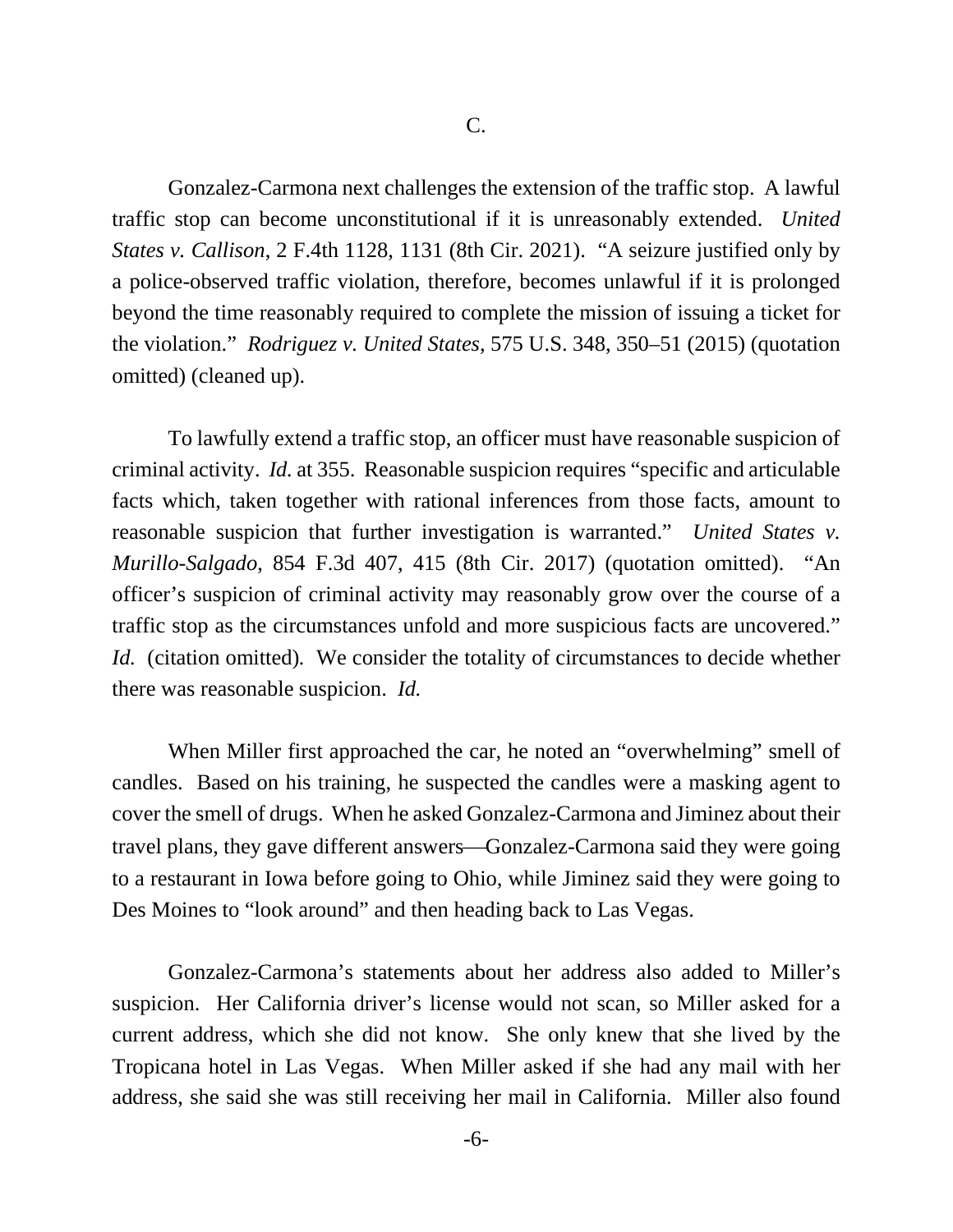C.

Gonzalez-Carmona next challenges the extension of the traffic stop. A lawful traffic stop can become unconstitutional if it is unreasonably extended. *United States v. Callison*, 2 F.4th 1128, 1131 (8th Cir. 2021). "A seizure justified only by a police-observed traffic violation, therefore, becomes unlawful if it is prolonged beyond the time reasonably required to complete the mission of issuing a ticket for the violation." *Rodriguez v. United States*, 575 U.S. 348, 350–51 (2015) (quotation omitted) (cleaned up).

To lawfully extend a traffic stop, an officer must have reasonable suspicion of criminal activity. *Id.* at 355. Reasonable suspicion requires "specific and articulable facts which, taken together with rational inferences from those facts, amount to reasonable suspicion that further investigation is warranted." *United States v. Murillo-Salgado*, 854 F.3d 407, 415 (8th Cir. 2017) (quotation omitted). "An officer's suspicion of criminal activity may reasonably grow over the course of a traffic stop as the circumstances unfold and more suspicious facts are uncovered." *Id.* (citation omitted). We consider the totality of circumstances to decide whether there was reasonable suspicion. *Id.*

When Miller first approached the car, he noted an "overwhelming" smell of candles. Based on his training, he suspected the candles were a masking agent to cover the smell of drugs. When he asked Gonzalez-Carmona and Jiminez about their travel plans, they gave different answers—Gonzalez-Carmona said they were going to a restaurant in Iowa before going to Ohio, while Jiminez said they were going to Des Moines to "look around" and then heading back to Las Vegas.

Gonzalez-Carmona's statements about her address also added to Miller's suspicion. Her California driver's license would not scan, so Miller asked for a current address, which she did not know. She only knew that she lived by the Tropicana hotel in Las Vegas. When Miller asked if she had any mail with her address, she said she was still receiving her mail in California. Miller also found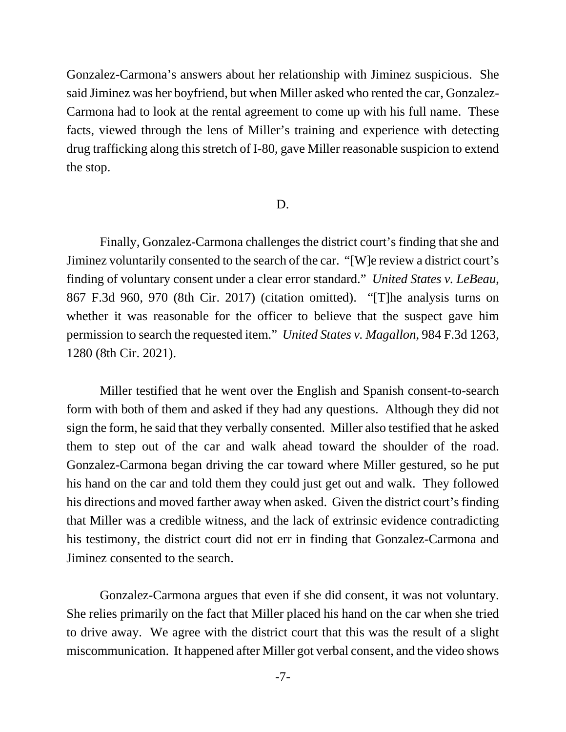Gonzalez-Carmona's answers about her relationship with Jiminez suspicious. She said Jiminez was her boyfriend, but when Miller asked who rented the car, Gonzalez-Carmona had to look at the rental agreement to come up with his full name. These facts, viewed through the lens of Miller's training and experience with detecting drug trafficking along this stretch of I-80, gave Miller reasonable suspicion to extend the stop.

D.

Finally, Gonzalez-Carmona challenges the district court's finding that she and Jiminez voluntarily consented to the search of the car. "[W]e review a district court's finding of voluntary consent under a clear error standard." *United States v. LeBeau*, 867 F.3d 960, 970 (8th Cir. 2017) (citation omitted). "[T]he analysis turns on whether it was reasonable for the officer to believe that the suspect gave him permission to search the requested item." *United States v. Magallon*, 984 F.3d 1263, 1280 (8th Cir. 2021).

Miller testified that he went over the English and Spanish consent-to-search form with both of them and asked if they had any questions. Although they did not sign the form, he said that they verbally consented. Miller also testified that he asked them to step out of the car and walk ahead toward the shoulder of the road. Gonzalez-Carmona began driving the car toward where Miller gestured, so he put his hand on the car and told them they could just get out and walk. They followed his directions and moved farther away when asked. Given the district court's finding that Miller was a credible witness, and the lack of extrinsic evidence contradicting his testimony, the district court did not err in finding that Gonzalez-Carmona and Jiminez consented to the search.

Gonzalez-Carmona argues that even if she did consent, it was not voluntary. She relies primarily on the fact that Miller placed his hand on the car when she tried to drive away. We agree with the district court that this was the result of a slight miscommunication. It happened after Miller got verbal consent, and the video shows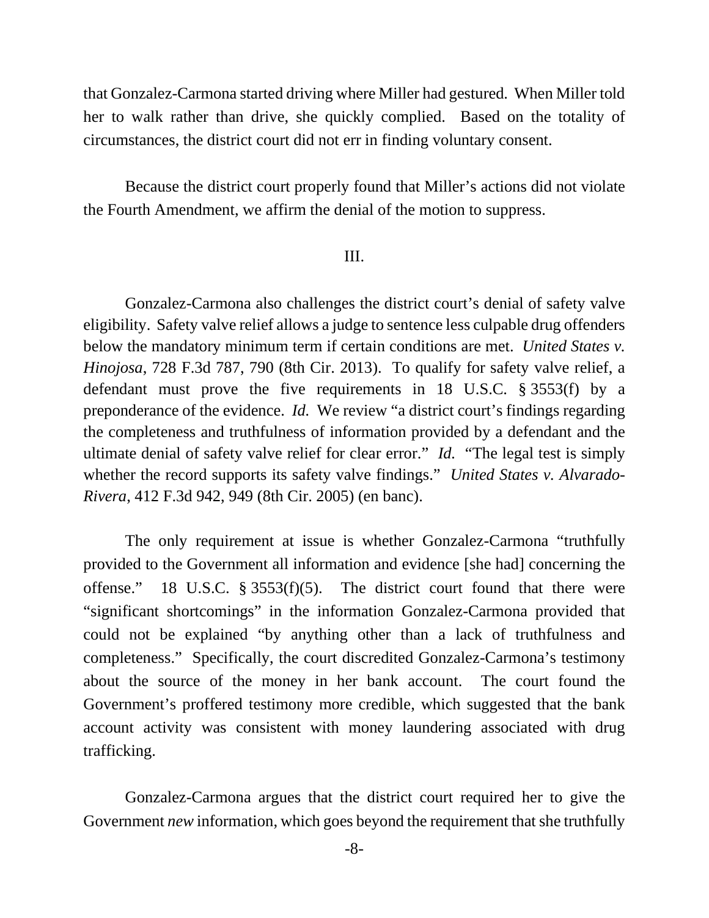that Gonzalez-Carmona started driving where Miller had gestured. When Miller told her to walk rather than drive, she quickly complied. Based on the totality of circumstances, the district court did not err in finding voluntary consent.

Because the district court properly found that Miller's actions did not violate the Fourth Amendment, we affirm the denial of the motion to suppress.

III.

Gonzalez-Carmona also challenges the district court's denial of safety valve eligibility. Safety valve relief allows a judge to sentence less culpable drug offenders below the mandatory minimum term if certain conditions are met. *United States v. Hinojosa*, 728 F.3d 787, 790 (8th Cir. 2013). To qualify for safety valve relief, a defendant must prove the five requirements in 18 U.S.C. § 3553(f) by a preponderance of the evidence. *Id.* We review "a district court's findings regarding the completeness and truthfulness of information provided by a defendant and the ultimate denial of safety valve relief for clear error." *Id.* "The legal test is simply whether the record supports its safety valve findings." *United States v. Alvarado-Rivera*, 412 F.3d 942, 949 (8th Cir. 2005) (en banc).

The only requirement at issue is whether Gonzalez-Carmona "truthfully provided to the Government all information and evidence [she had] concerning the offense." 18 U.S.C. § 3553(f)(5). The district court found that there were "significant shortcomings" in the information Gonzalez-Carmona provided that could not be explained "by anything other than a lack of truthfulness and completeness." Specifically, the court discredited Gonzalez-Carmona's testimony about the source of the money in her bank account. The court found the Government's proffered testimony more credible, which suggested that the bank account activity was consistent with money laundering associated with drug trafficking.

Gonzalez-Carmona argues that the district court required her to give the Government *new* information, which goes beyond the requirement that she truthfully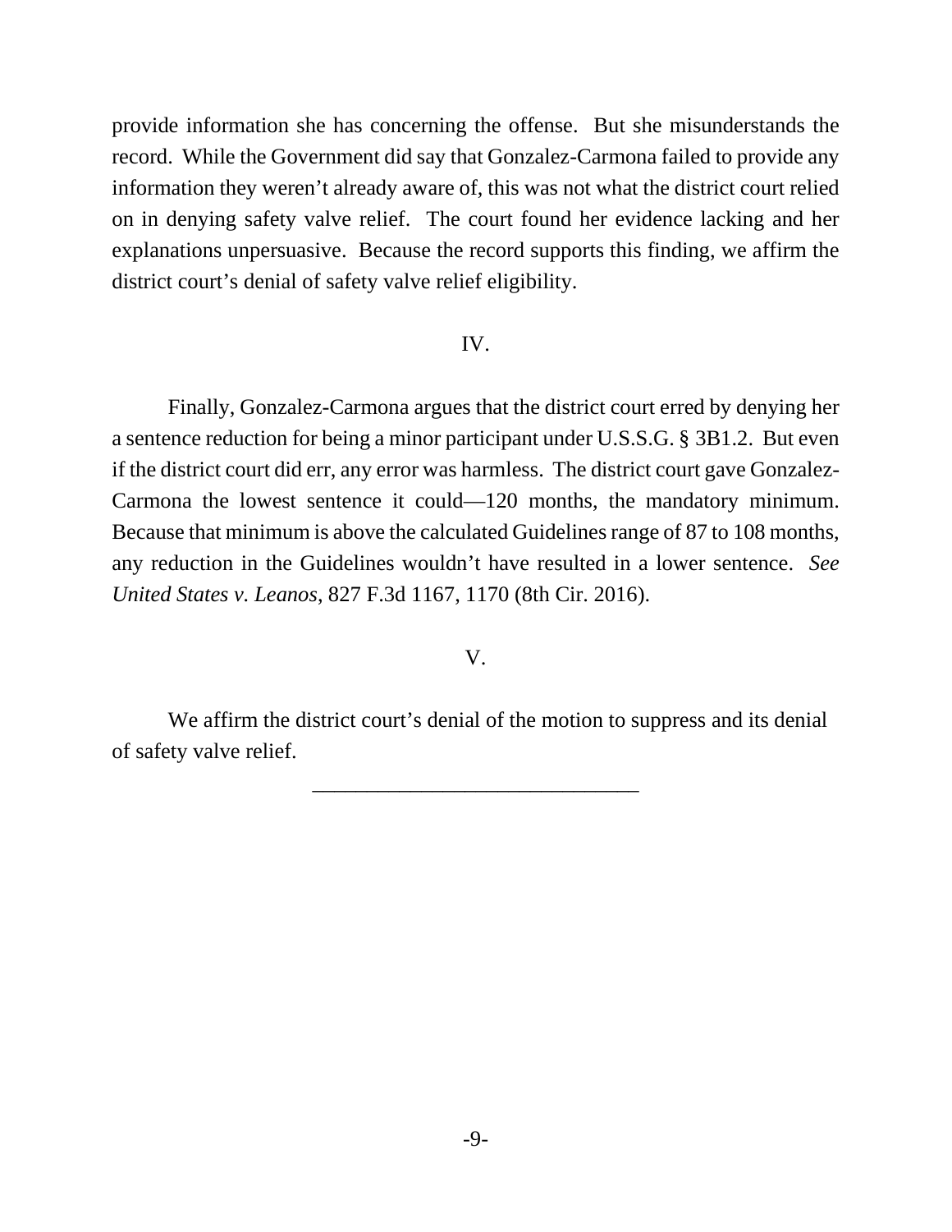provide information she has concerning the offense. But she misunderstands the record. While the Government did say that Gonzalez-Carmona failed to provide any information they weren't already aware of, this was not what the district court relied on in denying safety valve relief. The court found her evidence lacking and her explanations unpersuasive. Because the record supports this finding, we affirm the district court's denial of safety valve relief eligibility.

IV.

Finally, Gonzalez-Carmona argues that the district court erred by denying her a sentence reduction for being a minor participant under U.S.S.G. § 3B1.2. But even if the district court did err, any error was harmless. The district court gave Gonzalez-Carmona the lowest sentence it could—120 months, the mandatory minimum. Because that minimum is above the calculated Guidelines range of 87 to 108 months, any reduction in the Guidelines wouldn't have resulted in a lower sentence. *See United States v. Leanos*, 827 F.3d 1167, 1170 (8th Cir. 2016).

V.

We affirm the district court's denial of the motion to suppress and its denial of safety valve relief.

______________________________